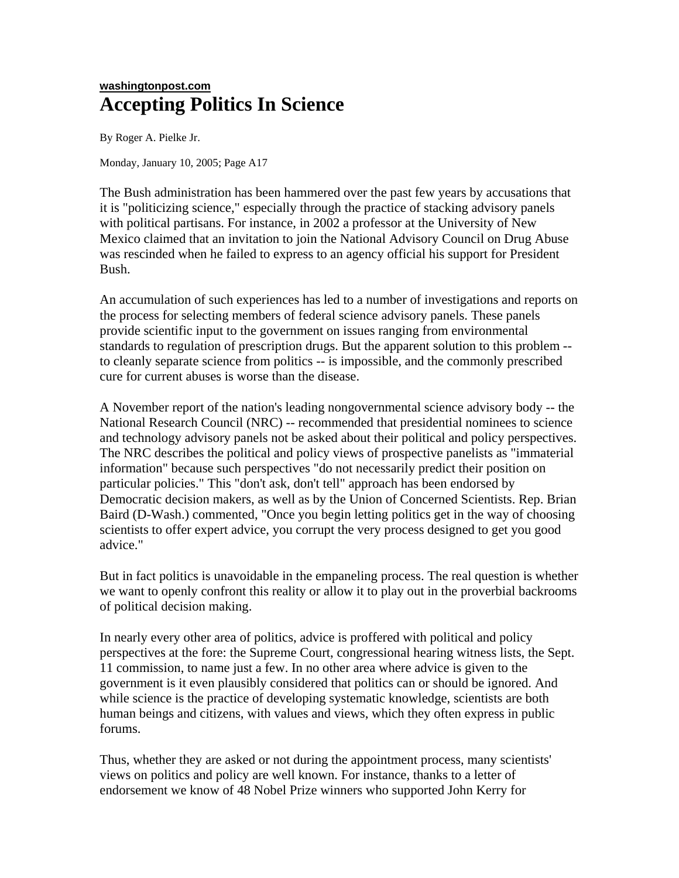**washingtonpost.com**

# Accepting Politics In Science

By Roger A. Pielke Jr.

Monday, January 10, 2005; Page A17

The Bush administration has been hammered over the past few years by accusations that it is "politicizing science," especially through the practice of stacking advisory panels with political partisans. For instance, in 2002 a professor at the University of New Mexico claimed that an invitation to join the National Advisory Council on Drug Abuse was rescinded when he failed to express to an agency official his support for President Bush.

An accumulation of such experiences has led to a number of investigations and reports on the process for selecting members of federal science advisory panels. These panels provide scientific input to the government on issues ranging from environmental standards to regulation of prescription drugs. But the apparent solution to this problem -- to cleanly separate science from politics -- is impossible, and the commonly prescribed cure for current abuses is worse than the disease.

A November report of the nation's leading nongovernmental science advisory body -- the National Research Council (NRC) -- recommended that presidential nominees to science and technology advisory panels not be asked about their political and policy perspectives. The NRC describes the political and policy views of prospective panelists as "immaterial information" because such perspectives "do not necessarily predict their position on particular policies." This "don't ask, don't tell" approach has been endorsed by Democratic decision makers, as well as by the Union of Concerned Scientists. Rep. Brian Baird (D-Wash.) commented, "Once you begin letting politics get in the way of choosing scientists to offer expert advice, you corrupt the very process designed to get you good advice."

But in fact politics is unavoidable in the empaneling process. The real question is whether we want to openly confront this reality or allow it to play out in the proverbial backrooms of political decision making.

In nearly every other area of politics, advice is proffered with political and policy perspectives at the fore: the Supreme Court, congressional hearing witness lists, the Sept. 11 commission, to name just a few. In no other area where advice is given to the government is it even plausibly considered that politics can or should be ignored. And while science is the practice of developing systematic knowledge, scientists are both human beings and citizens, with values and views, which they often express in public forums.

Thus, whether they are asked or not during the appointment process, many scientists' views on politics and policy are well known. For instance, thanks to a letter of endorsement we know of 48 Nobel Prize winners who supported John Kerry for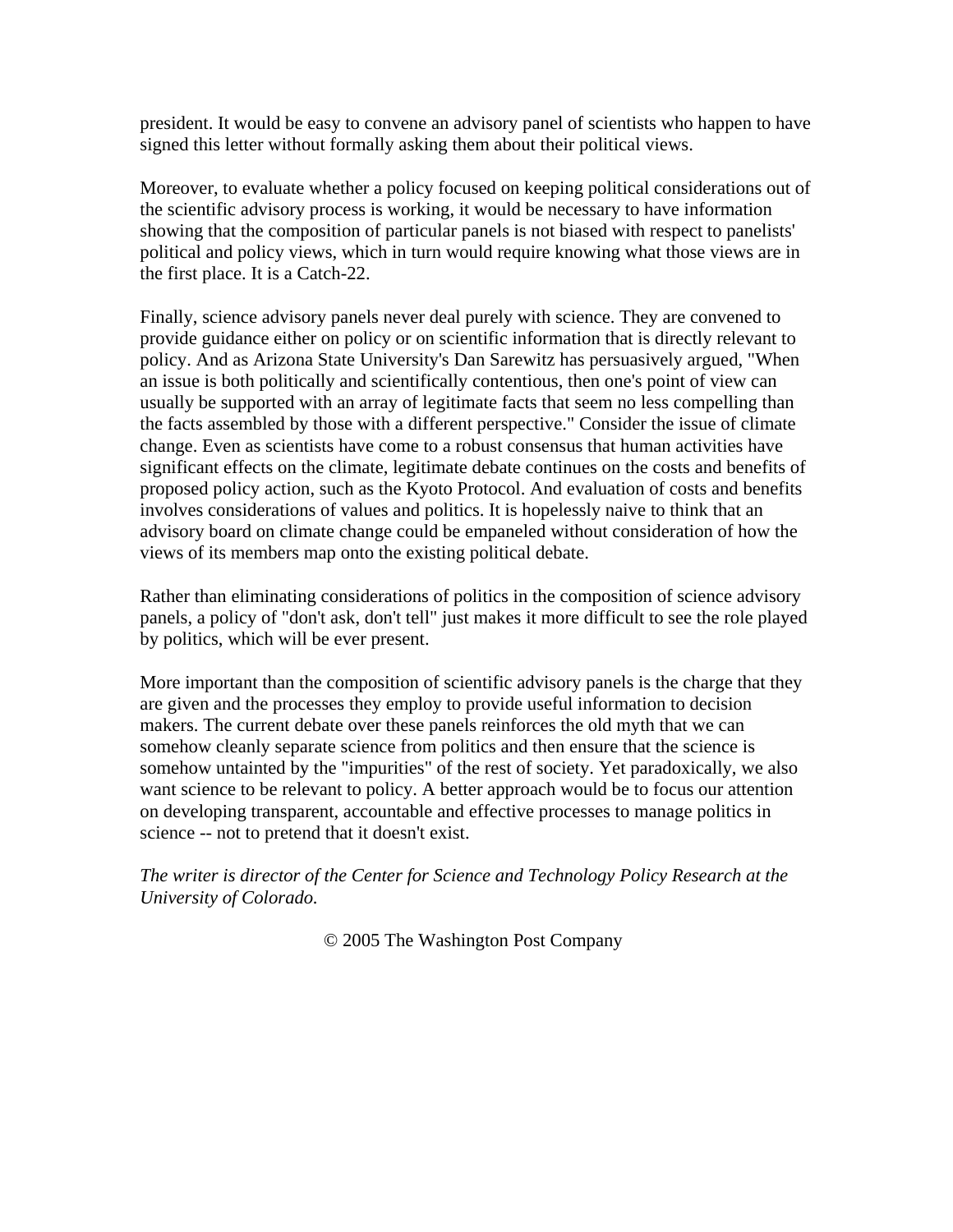president. It would be easy to convene an advisory panel of scientists who happen to have signed this letter without formally asking them about their political views.

Moreover, to evaluate whether a policy focused on keeping political considerations out of the scientific advisory process is working, it would be necessary to have information showing that the composition of particular panels is not biased with respect to panelists' political and policy views, which in turn would require knowing what those views are in the first place. It is a Catch-22.

Finally, science advisory panels never deal purely with science. They are convened to provide guidance either on policy or on scientific information that is directly relevant to policy. And as Arizona State University's Dan Sarewitz has persuasively argued, "When an issue is both politically and scientifically contentious, then one's point of view can usually be supported with an array of legitimate facts that seem no less compelling than the facts assembled by those with a different perspective." Consider the issue of climate change. Even as scientists have come to a robust consensus that human activities have significant effects on the climate, legitimate debate continues on the costs and benefits of proposed policy action, such as the Kyoto Protocol. And evaluation of costs and benefits involves considerations of values and politics. It is hopelessly naive to think that an advisory board on climate change could be empaneled without consideration of how the views of its members map onto the existing political debate.

Rather than eliminating considerations of politics in the composition of science advisory panels, a policy of "don't ask, don't tell" just makes it more difficult to see the role played by politics, which will be ever present.

More important than the composition of scientific advisory panels is the charge that they are given and the processes they employ to provide useful information to decision makers. The current debate over these panels reinforces the old myth that we can somehow cleanly separate science from politics and then ensure that the science is somehow untainted by the "impurities" of the rest of society. Yet paradoxically, we also want science to be relevant to policy. A better approach would be to focus our attention on developing transparent, accountable and effective processes to manage politics in science -- not to pretend that it doesn't exist.

*The writer is director of the Center for Science and Technology Policy Research at the University of Colorado.*

© 2005 The Washington Post Company